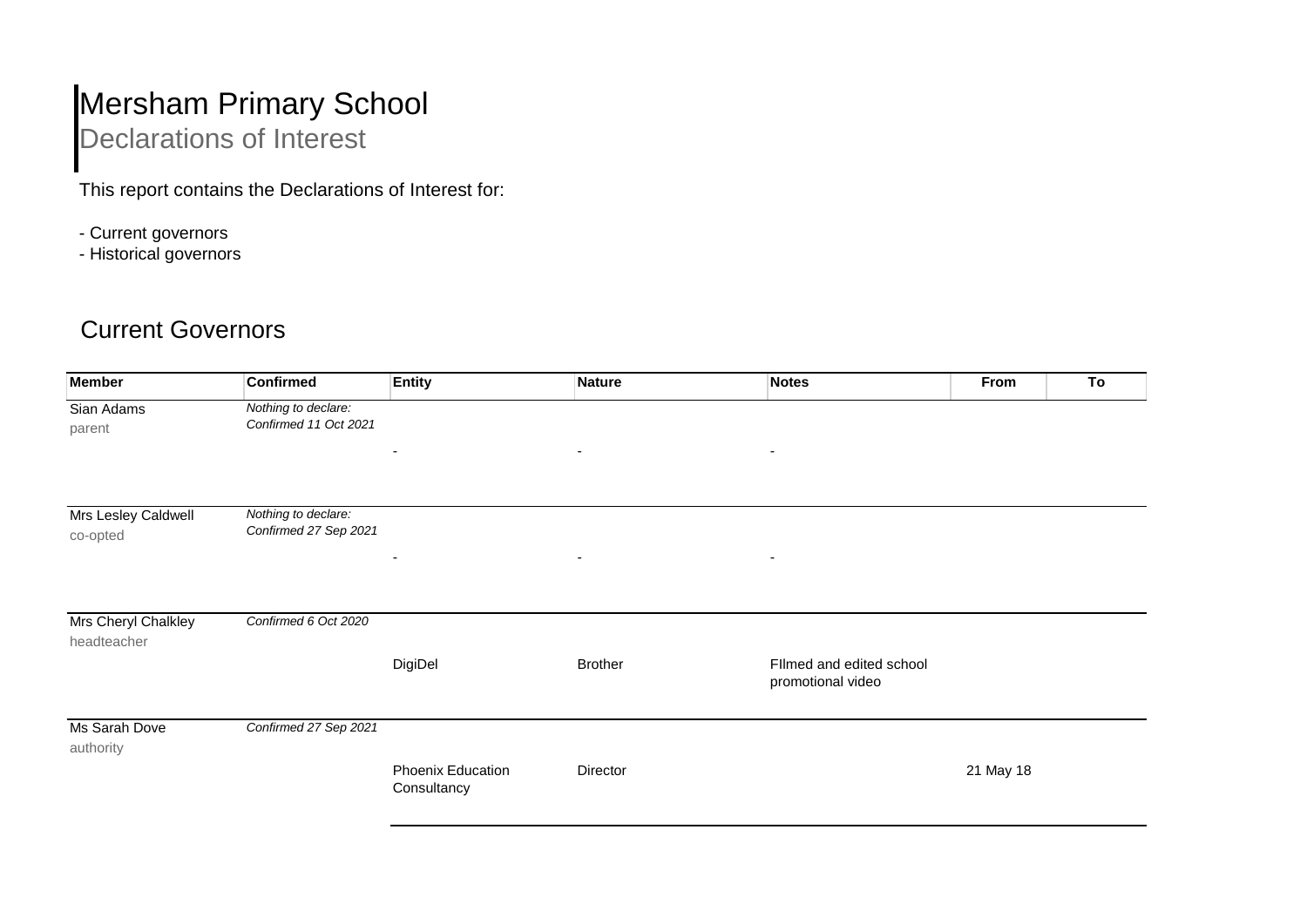# Mersham Primary School

## Declarations of Interest

This report contains the Declarations of Interest for:

- Current governors
- Historical governors

## Current Governors

| Member | Confirmed | Entity | Nature | Notes | From | To |
|---|---|---|---|---|---|---|
| Sian Adams<br>parent | *Nothing to declare:*<br>*Confirmed 11 Oct 2021* | - | - | - | | |
| Mrs Lesley Caldwell<br>co-opted | *Nothing to declare:*<br>*Confirmed 27 Sep 2021* | - | - | - | | |
| Mrs Cheryl Chalkley<br>headteacher | *Confirmed 6 Oct 2020* | DigiDel | Brother | FIlmed and edited school promotional video | | |
| Ms Sarah Dove<br>authority | *Confirmed 27 Sep 2021* | Phoenix Education Consultancy | Director | | 21 May 18 | |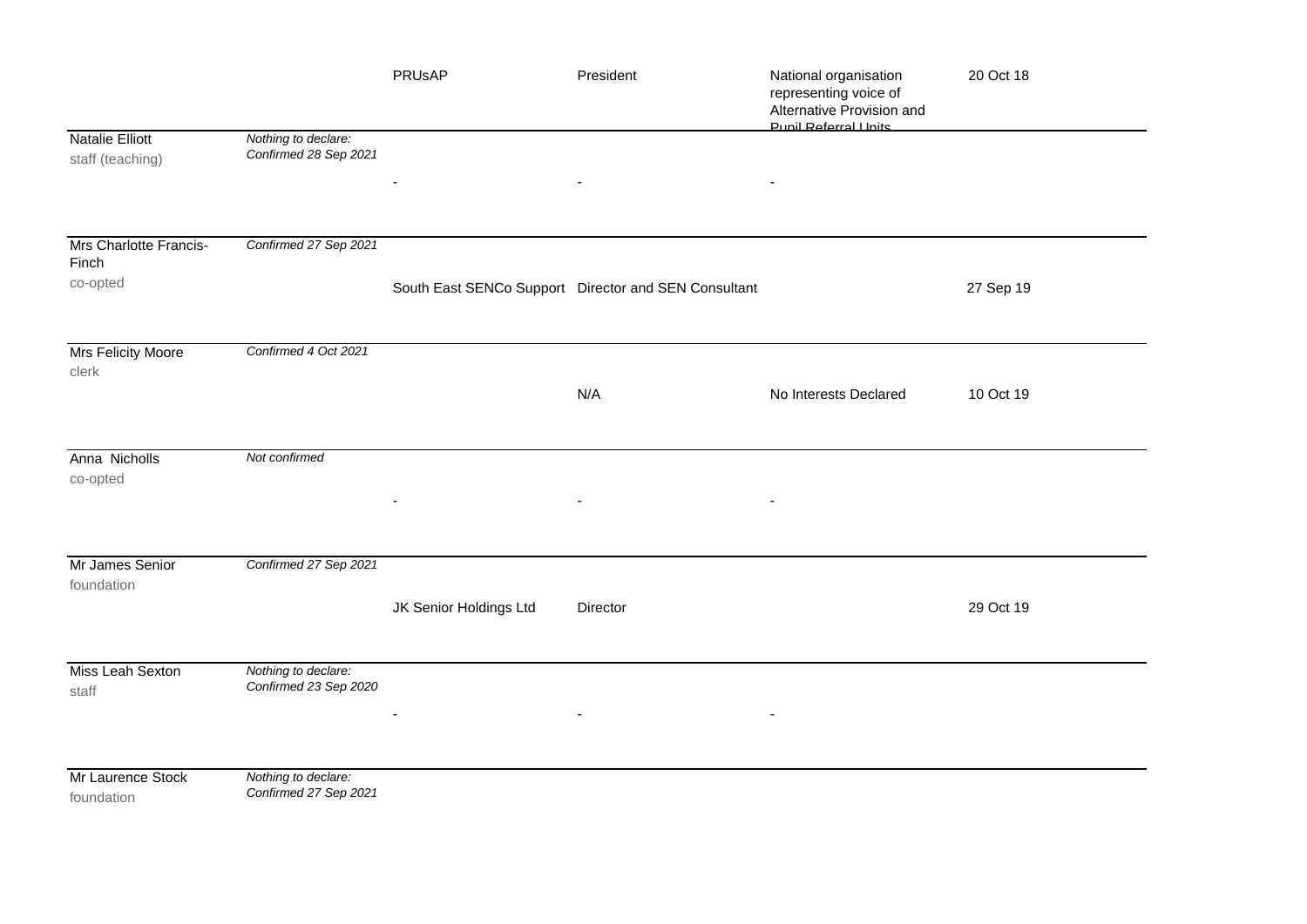| | | | | | |
|---|---|---|---|---|---|
| | | PRUsAP | President | National organisation representing voice of Alternative Provision and Pupil Referral Units | 20 Oct 18 |
| Natalie Elliott<br>staff (teaching) | *Nothing to declare: Confirmed 28 Sep 2021* | - | - | - | |
| Mrs Charlotte Francis-Finch<br>co-opted | *Confirmed 27 Sep 2021* | South East SENCo Support | Director and SEN Consultant | | 27 Sep 19 |
| Mrs Felicity Moore<br>clerk | *Confirmed 4 Oct 2021* | | N/A | No Interests Declared | 10 Oct 19 |
| Anna Nicholls<br>co-opted | *Not confirmed* | - | - | - | |
| Mr James Senior<br>foundation | *Confirmed 27 Sep 2021* | JK Senior Holdings Ltd | Director | | 29 Oct 19 |
| Miss Leah Sexton<br>staff | *Nothing to declare: Confirmed 23 Sep 2020* | - | - | - | |
| Mr Laurence Stock<br>foundation | *Nothing to declare: Confirmed 27 Sep 2021* | | | | |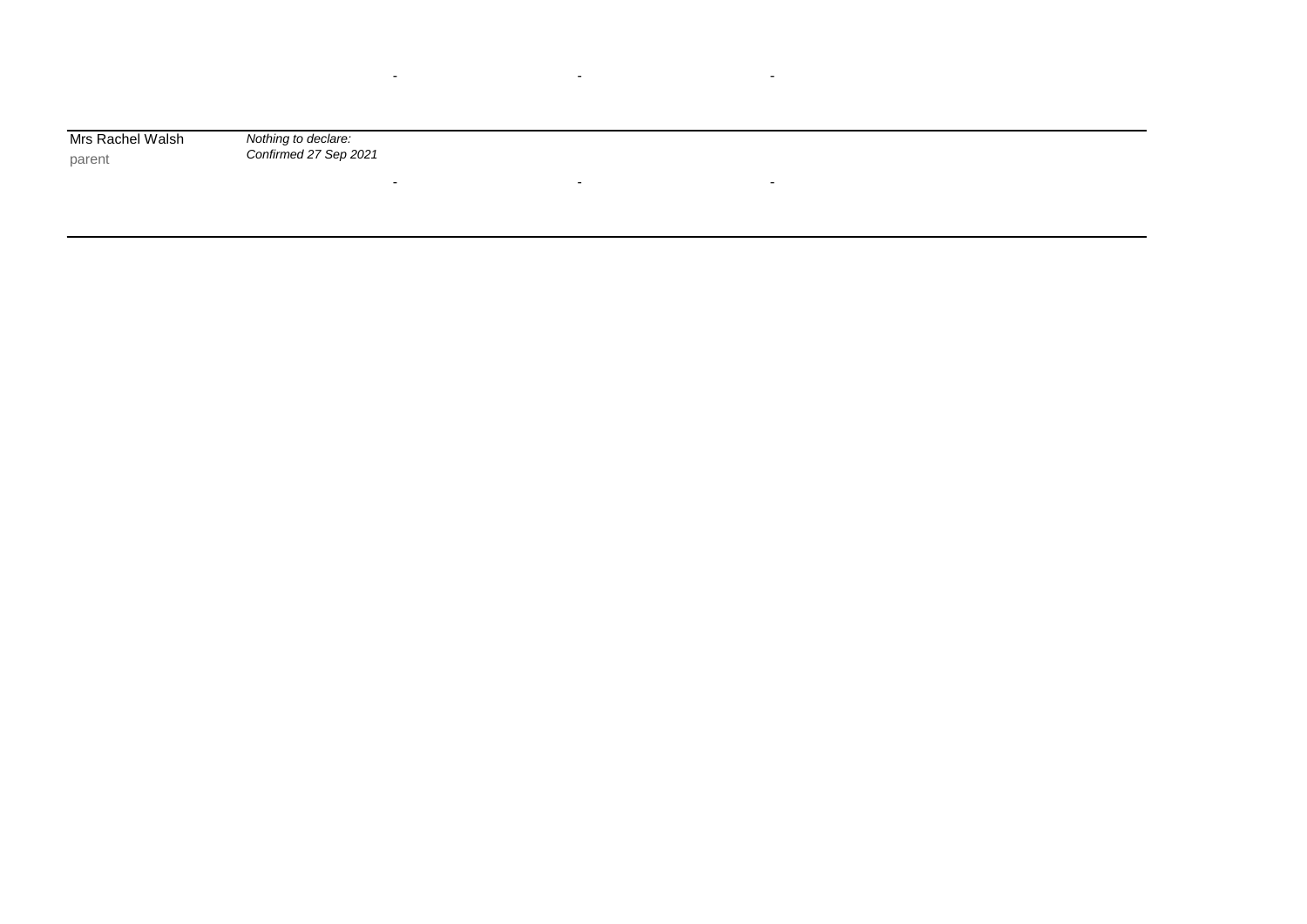| | | | | |
|---|---|---|---|---|
| | | - | - | - |
| Mrs Rachel Walsh<br>parent | *Nothing to declare:*<br>*Confirmed 27 Sep 2021* | - | - | - |